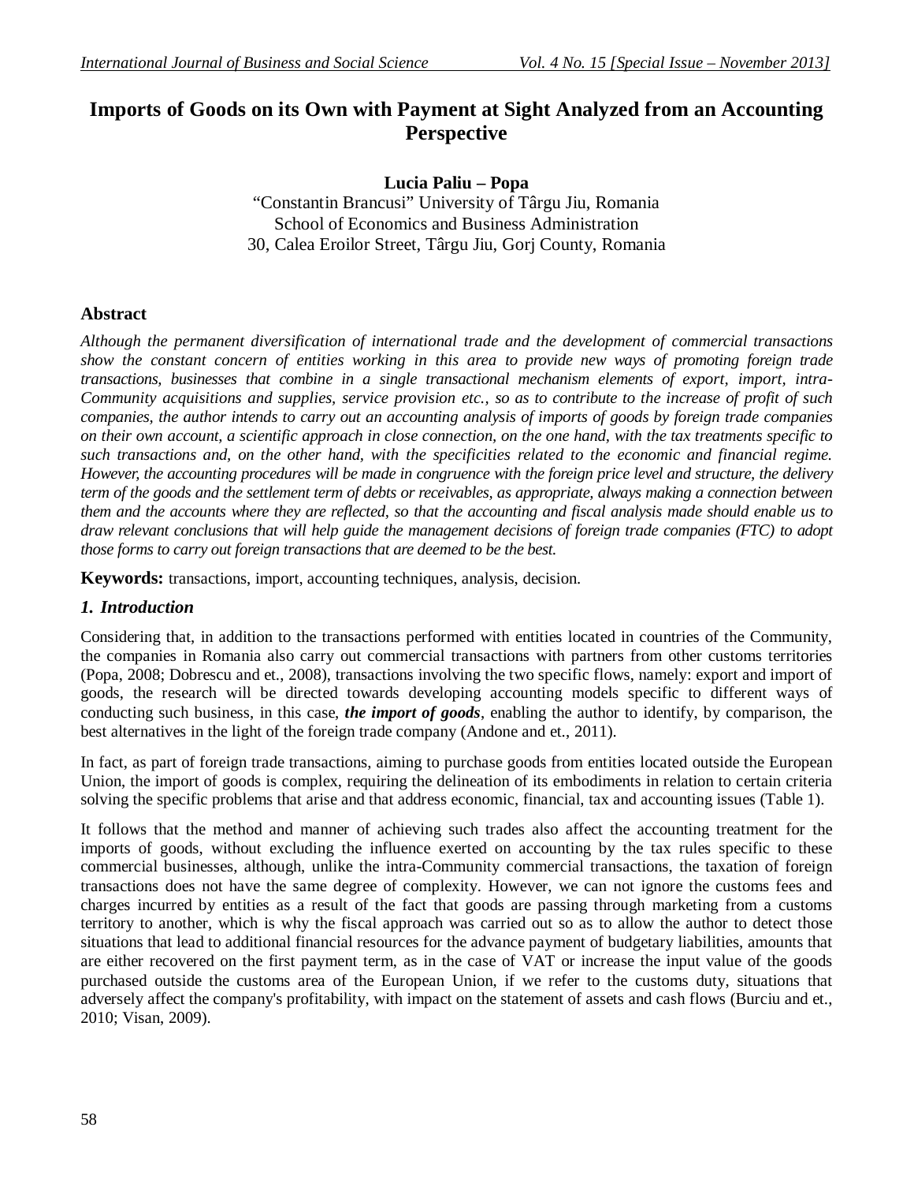# Imports of Goods on its Own with Payment at Sight Analyzed from an Accounting Perspective

**Lucia Paliu – Popa**

"Constantin Brancusi" University of Târgu Jiu, Romania
School of Economics and Business Administration
30, Calea Eroilor Street, Târgu Jiu, Gorj County, Romania

## Abstract

*Although the permanent diversification of international trade and the development of commercial transactions show the constant concern of entities working in this area to provide new ways of promoting foreign trade transactions, businesses that combine in a single transactional mechanism elements of export, import, intra-Community acquisitions and supplies, service provision etc., so as to contribute to the increase of profit of such companies, the author intends to carry out an accounting analysis of imports of goods by foreign trade companies on their own account, a scientific approach in close connection, on the one hand, with the tax treatments specific to such transactions and, on the other hand, with the specificities related to the economic and financial regime. However, the accounting procedures will be made in congruence with the foreign price level and structure, the delivery term of the goods and the settlement term of debts or receivables, as appropriate, always making a connection between them and the accounts where they are reflected, so that the accounting and fiscal analysis made should enable us to draw relevant conclusions that will help guide the management decisions of foreign trade companies (FTC) to adopt those forms to carry out foreign transactions that are deemed to be the best.*

**Keywords:** transactions, import, accounting techniques, analysis, decision.

## *1. Introduction*

Considering that, in addition to the transactions performed with entities located in countries of the Community, the companies in Romania also carry out commercial transactions with partners from other customs territories (Popa, 2008; Dobrescu and et., 2008), transactions involving the two specific flows, namely: export and import of goods, the research will be directed towards developing accounting models specific to different ways of conducting such business, in this case, ***the import of goods***, enabling the author to identify, by comparison, the best alternatives in the light of the foreign trade company (Andone and et., 2011).

In fact, as part of foreign trade transactions, aiming to purchase goods from entities located outside the European Union, the import of goods is complex, requiring the delineation of its embodiments in relation to certain criteria solving the specific problems that arise and that address economic, financial, tax and accounting issues (Table 1).

It follows that the method and manner of achieving such trades also affect the accounting treatment for the imports of goods, without excluding the influence exerted on accounting by the tax rules specific to these commercial businesses, although, unlike the intra-Community commercial transactions, the taxation of foreign transactions does not have the same degree of complexity. However, we can not ignore the customs fees and charges incurred by entities as a result of the fact that goods are passing through marketing from a customs territory to another, which is why the fiscal approach was carried out so as to allow the author to detect those situations that lead to additional financial resources for the advance payment of budgetary liabilities, amounts that are either recovered on the first payment term, as in the case of VAT or increase the input value of the goods purchased outside the customs area of the European Union, if we refer to the customs duty, situations that adversely affect the company's profitability, with impact on the statement of assets and cash flows (Burciu and et., 2010; Visan, 2009).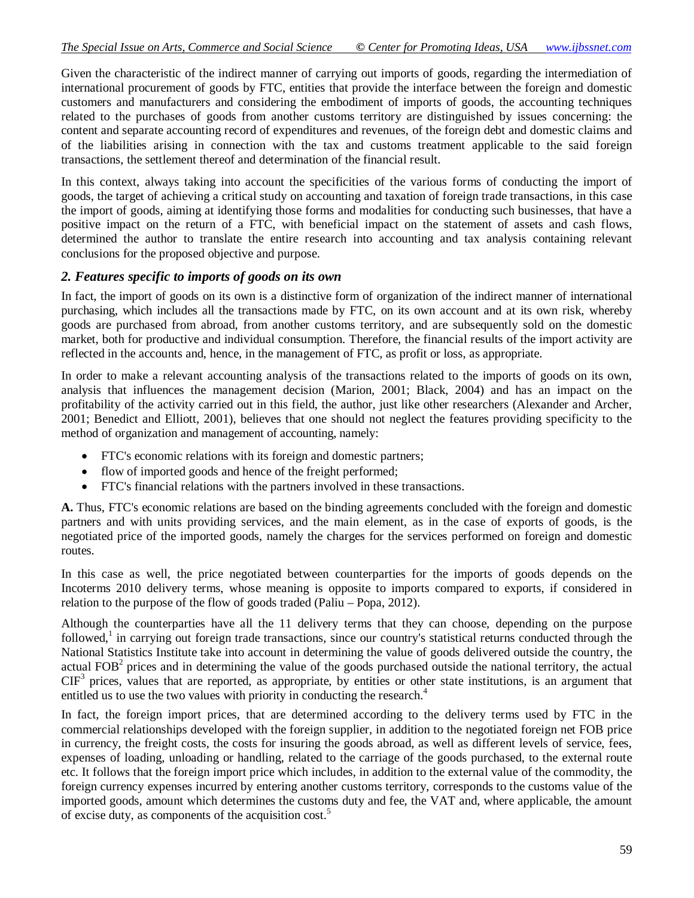Given the characteristic of the indirect manner of carrying out imports of goods, regarding the intermediation of international procurement of goods by FTC, entities that provide the interface between the foreign and domestic customers and manufacturers and considering the embodiment of imports of goods, the accounting techniques related to the purchases of goods from another customs territory are distinguished by issues concerning: the content and separate accounting record of expenditures and revenues, of the foreign debt and domestic claims and of the liabilities arising in connection with the tax and customs treatment applicable to the said foreign transactions, the settlement thereof and determination of the financial result.

In this context, always taking into account the specificities of the various forms of conducting the import of goods, the target of achieving a critical study on accounting and taxation of foreign trade transactions, in this case the import of goods, aiming at identifying those forms and modalities for conducting such businesses, that have a positive impact on the return of a FTC, with beneficial impact on the statement of assets and cash flows, determined the author to translate the entire research into accounting and tax analysis containing relevant conclusions for the proposed objective and purpose.

## *2. Features specific to imports of goods on its own*

In fact, the import of goods on its own is a distinctive form of organization of the indirect manner of international purchasing, which includes all the transactions made by FTC, on its own account and at its own risk, whereby goods are purchased from abroad, from another customs territory, and are subsequently sold on the domestic market, both for productive and individual consumption. Therefore, the financial results of the import activity are reflected in the accounts and, hence, in the management of FTC, as profit or loss, as appropriate.

In order to make a relevant accounting analysis of the transactions related to the imports of goods on its own, analysis that influences the management decision (Marion, 2001; Black, 2004) and has an impact on the profitability of the activity carried out in this field, the author, just like other researchers (Alexander and Archer, 2001; Benedict and Elliott, 2001), believes that one should not neglect the features providing specificity to the method of organization and management of accounting, namely:

- FTC's economic relations with its foreign and domestic partners;
- flow of imported goods and hence of the freight performed;
- FTC's financial relations with the partners involved in these transactions.

**A.** Thus, FTC's economic relations are based on the binding agreements concluded with the foreign and domestic partners and with units providing services, and the main element, as in the case of exports of goods, is the negotiated price of the imported goods, namely the charges for the services performed on foreign and domestic routes.

In this case as well, the price negotiated between counterparties for the imports of goods depends on the Incoterms 2010 delivery terms, whose meaning is opposite to imports compared to exports, if considered in relation to the purpose of the flow of goods traded (Paliu – Popa, 2012).

Although the counterparties have all the 11 delivery terms that they can choose, depending on the purpose followed,[1] in carrying out foreign trade transactions, since our country's statistical returns conducted through the National Statistics Institute take into account in determining the value of goods delivered outside the country, the actual FOB[2] prices and in determining the value of the goods purchased outside the national territory, the actual CIF[3] prices, values that are reported, as appropriate, by entities or other state institutions, is an argument that entitled us to use the two values with priority in conducting the research.[4]

In fact, the foreign import prices, that are determined according to the delivery terms used by FTC in the commercial relationships developed with the foreign supplier, in addition to the negotiated foreign net FOB price in currency, the freight costs, the costs for insuring the goods abroad, as well as different levels of service, fees, expenses of loading, unloading or handling, related to the carriage of the goods purchased, to the external route etc. It follows that the foreign import price which includes, in addition to the external value of the commodity, the foreign currency expenses incurred by entering another customs territory, corresponds to the customs value of the imported goods, amount which determines the customs duty and fee, the VAT and, where applicable, the amount of excise duty, as components of the acquisition cost.[5]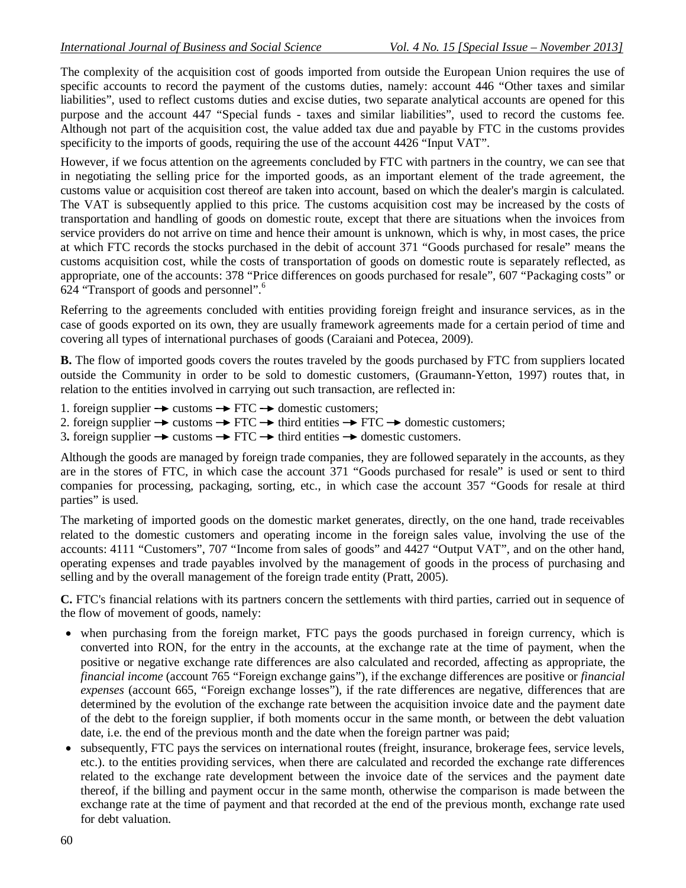The complexity of the acquisition cost of goods imported from outside the European Union requires the use of specific accounts to record the payment of the customs duties, namely: account 446 "Other taxes and similar liabilities", used to reflect customs duties and excise duties, two separate analytical accounts are opened for this purpose and the account 447 "Special funds - taxes and similar liabilities", used to record the customs fee. Although not part of the acquisition cost, the value added tax due and payable by FTC in the customs provides specificity to the imports of goods, requiring the use of the account 4426 "Input VAT".

However, if we focus attention on the agreements concluded by FTC with partners in the country, we can see that in negotiating the selling price for the imported goods, as an important element of the trade agreement, the customs value or acquisition cost thereof are taken into account, based on which the dealer's margin is calculated. The VAT is subsequently applied to this price. The customs acquisition cost may be increased by the costs of transportation and handling of goods on domestic route, except that there are situations when the invoices from service providers do not arrive on time and hence their amount is unknown, which is why, in most cases, the price at which FTC records the stocks purchased in the debit of account 371 "Goods purchased for resale" means the customs acquisition cost, while the costs of transportation of goods on domestic route is separately reflected, as appropriate, one of the accounts: 378 "Price differences on goods purchased for resale", 607 "Packaging costs" or 624 "Transport of goods and personnel".[6]

Referring to the agreements concluded with entities providing foreign freight and insurance services, as in the case of goods exported on its own, they are usually framework agreements made for a certain period of time and covering all types of international purchases of goods (Caraiani and Potecea, 2009).

**B.** The flow of imported goods covers the routes traveled by the goods purchased by FTC from suppliers located outside the Community in order to be sold to domestic customers, (Graumann-Yetton, 1997) routes that, in relation to the entities involved in carrying out such transaction, are reflected in:

1. foreign supplier → customs → FTC → domestic customers;
2. foreign supplier → customs → FTC → third entities → FTC → domestic customers;
3. foreign supplier → customs → FTC → third entities → domestic customers.

Although the goods are managed by foreign trade companies, they are followed separately in the accounts, as they are in the stores of FTC, in which case the account 371 "Goods purchased for resale" is used or sent to third companies for processing, packaging, sorting, etc., in which case the account 357 "Goods for resale at third parties" is used.

The marketing of imported goods on the domestic market generates, directly, on the one hand, trade receivables related to the domestic customers and operating income in the foreign sales value, involving the use of the accounts: 4111 "Customers", 707 "Income from sales of goods" and 4427 "Output VAT", and on the other hand, operating expenses and trade payables involved by the management of goods in the process of purchasing and selling and by the overall management of the foreign trade entity (Pratt, 2005).

**C.** FTC's financial relations with its partners concern the settlements with third parties, carried out in sequence of the flow of movement of goods, namely:

- when purchasing from the foreign market, FTC pays the goods purchased in foreign currency, which is converted into RON, for the entry in the accounts, at the exchange rate at the time of payment, when the positive or negative exchange rate differences are also calculated and recorded, affecting as appropriate, the *financial income* (account 765 "Foreign exchange gains"), if the exchange differences are positive or *financial expenses* (account 665, "Foreign exchange losses"), if the rate differences are negative, differences that are determined by the evolution of the exchange rate between the acquisition invoice date and the payment date of the debt to the foreign supplier, if both moments occur in the same month, or between the debt valuation date, i.e. the end of the previous month and the date when the foreign partner was paid;
- subsequently, FTC pays the services on international routes (freight, insurance, brokerage fees, service levels, etc.). to the entities providing services, when there are calculated and recorded the exchange rate differences related to the exchange rate development between the invoice date of the services and the payment date thereof, if the billing and payment occur in the same month, otherwise the comparison is made between the exchange rate at the time of payment and that recorded at the end of the previous month, exchange rate used for debt valuation.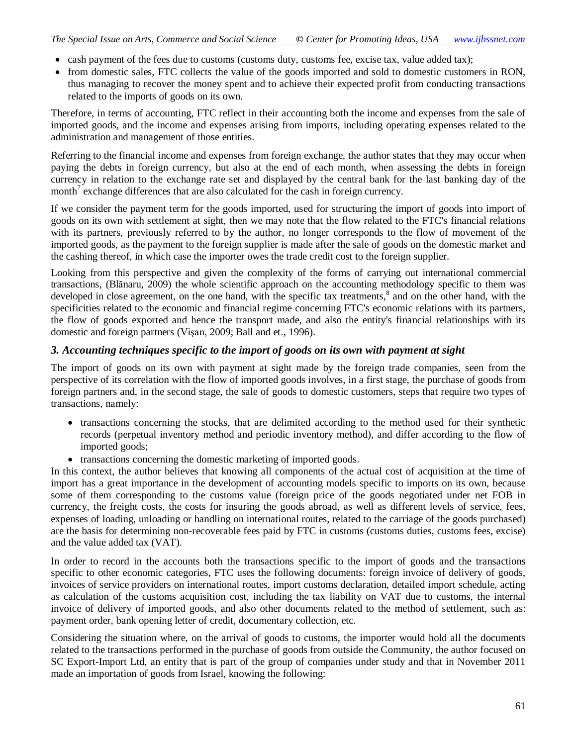- cash payment of the fees due to customs (customs duty, customs fee, excise tax, value added tax);
- from domestic sales, FTC collects the value of the goods imported and sold to domestic customers in RON, thus managing to recover the money spent and to achieve their expected profit from conducting transactions related to the imports of goods on its own.

Therefore, in terms of accounting, FTC reflect in their accounting both the income and expenses from the sale of imported goods, and the income and expenses arising from imports, including operating expenses related to the administration and management of those entities.

Referring to the financial income and expenses from foreign exchange, the author states that they may occur when paying the debts in foreign currency, but also at the end of each month, when assessing the debts in foreign currency in relation to the exchange rate set and displayed by the central bank for the last banking day of the month[7] exchange differences that are also calculated for the cash in foreign currency.

If we consider the payment term for the goods imported, used for structuring the import of goods into import of goods on its own with settlement at sight, then we may note that the flow related to the FTC's financial relations with its partners, previously referred to by the author, no longer corresponds to the flow of movement of the imported goods, as the payment to the foreign supplier is made after the sale of goods on the domestic market and the cashing thereof, in which case the importer owes the trade credit cost to the foreign supplier.

Looking from this perspective and given the complexity of the forms of carrying out international commercial transactions, (Blănaru, 2009) the whole scientific approach on the accounting methodology specific to them was developed in close agreement, on the one hand, with the specific tax treatments,[8] and on the other hand, with the specificities related to the economic and financial regime concerning FTC's economic relations with its partners, the flow of goods exported and hence the transport made, and also the entity's financial relationships with its domestic and foreign partners (Vişan, 2009; Ball and et., 1996).

### *3. Accounting techniques specific to the import of goods on its own with payment at sight*

The import of goods on its own with payment at sight made by the foreign trade companies, seen from the perspective of its correlation with the flow of imported goods involves, in a first stage, the purchase of goods from foreign partners and, in the second stage, the sale of goods to domestic customers, steps that require two types of transactions, namely:

- transactions concerning the stocks, that are delimited according to the method used for their synthetic records (perpetual inventory method and periodic inventory method), and differ according to the flow of imported goods;
- transactions concerning the domestic marketing of imported goods.

In this context, the author believes that knowing all components of the actual cost of acquisition at the time of import has a great importance in the development of accounting models specific to imports on its own, because some of them corresponding to the customs value (foreign price of the goods negotiated under net FOB in currency, the freight costs, the costs for insuring the goods abroad, as well as different levels of service, fees, expenses of loading, unloading or handling on international routes, related to the carriage of the goods purchased) are the basis for determining non-recoverable fees paid by FTC in customs (customs duties, customs fees, excise) and the value added tax (VAT).

In order to record in the accounts both the transactions specific to the import of goods and the transactions specific to other economic categories, FTC uses the following documents: foreign invoice of delivery of goods, invoices of service providers on international routes, import customs declaration, detailed import schedule, acting as calculation of the customs acquisition cost, including the tax liability on VAT due to customs, the internal invoice of delivery of imported goods, and also other documents related to the method of settlement, such as: payment order, bank opening letter of credit, documentary collection, etc.

Considering the situation where, on the arrival of goods to customs, the importer would hold all the documents related to the transactions performed in the purchase of goods from outside the Community, the author focused on SC Export-Import Ltd, an entity that is part of the group of companies under study and that in November 2011 made an importation of goods from Israel, knowing the following: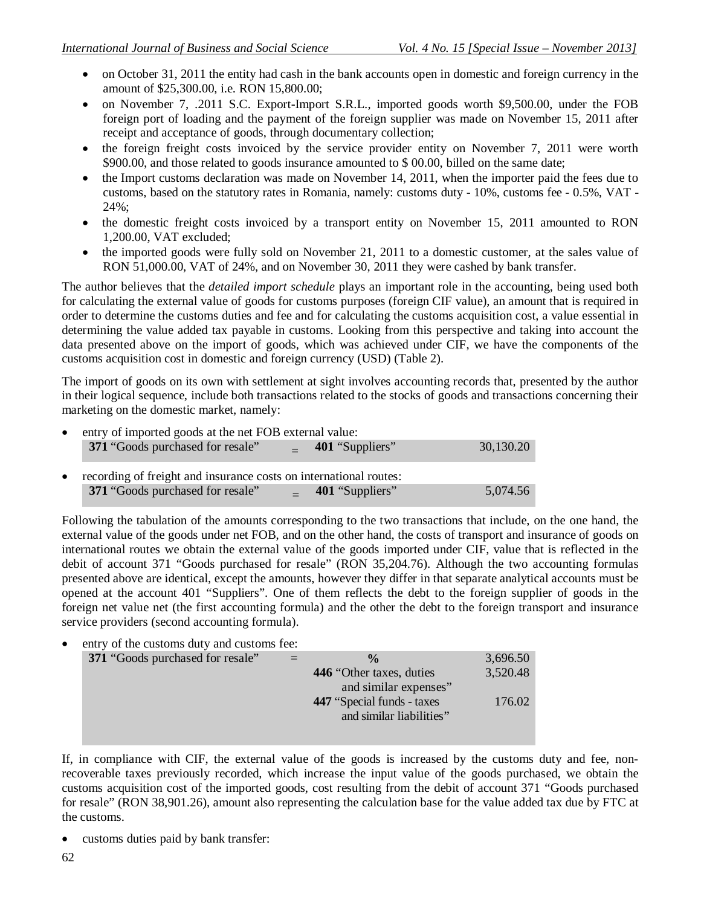- on October 31, 2011 the entity had cash in the bank accounts open in domestic and foreign currency in the amount of $25,300.00, i.e. RON 15,800.00;
- on November 7, .2011 S.C. Export-Import S.R.L., imported goods worth $9,500.00, under the FOB foreign port of loading and the payment of the foreign supplier was made on November 15, 2011 after receipt and acceptance of goods, through documentary collection;
- the foreign freight costs invoiced by the service provider entity on November 7, 2011 were worth $900.00, and those related to goods insurance amounted to $ 00.00, billed on the same date;
- the Import customs declaration was made on November 14, 2011, when the importer paid the fees due to customs, based on the statutory rates in Romania, namely: customs duty - 10%, customs fee - 0.5%, VAT - 24%;
- the domestic freight costs invoiced by a transport entity on November 15, 2011 amounted to RON 1,200.00, VAT excluded;
- the imported goods were fully sold on November 21, 2011 to a domestic customer, at the sales value of RON 51,000.00, VAT of 24%, and on November 30, 2011 they were cashed by bank transfer.

The author believes that the *detailed import schedule* plays an important role in the accounting, being used both for calculating the external value of goods for customs purposes (foreign CIF value), an amount that is required in order to determine the customs duties and fee and for calculating the customs acquisition cost, a value essential in determining the value added tax payable in customs. Looking from this perspective and taking into account the data presented above on the import of goods, which was achieved under CIF, we have the components of the customs acquisition cost in domestic and foreign currency (USD) (Table 2).

The import of goods on its own with settlement at sight involves accounting records that, presented by the author in their logical sequence, include both transactions related to the stocks of goods and transactions concerning their marketing on the domestic market, namely:

- entry of imported goods at the net FOB external value:

| **371** "Goods purchased for resale" | = | **401** "Suppliers" | 30,130.20 |
|---|---|---|---|

- recording of freight and insurance costs on international routes:

| **371** "Goods purchased for resale" | = | **401** "Suppliers" | 5,074.56 |
|---|---|---|---|

Following the tabulation of the amounts corresponding to the two transactions that include, on the one hand, the external value of the goods under net FOB, and on the other hand, the costs of transport and insurance of goods on international routes we obtain the external value of the goods imported under CIF, value that is reflected in the debit of account 371 "Goods purchased for resale" (RON 35,204.76). Although the two accounting formulas presented above are identical, except the amounts, however they differ in that separate analytical accounts must be opened at the account 401 "Suppliers". One of them reflects the debt to the foreign supplier of goods in the foreign net value net (the first accounting formula) and the other the debt to the foreign transport and insurance service providers (second accounting formula).

- entry of the customs duty and customs fee:

| **371** "Goods purchased for resale" | = | **%** | 3,696.50 |
|---|---|---|---|
| | | **446** "Other taxes, duties and similar expenses" | 3,520.48 |
| | | **447** "Special funds - taxes and similar liabilities" | 176.02 |

If, in compliance with CIF, the external value of the goods is increased by the customs duty and fee, non-recoverable taxes previously recorded, which increase the input value of the goods purchased, we obtain the customs acquisition cost of the imported goods, cost resulting from the debit of account 371 "Goods purchased for resale" (RON 38,901.26), amount also representing the calculation base for the value added tax due by FTC at the customs.

- customs duties paid by bank transfer: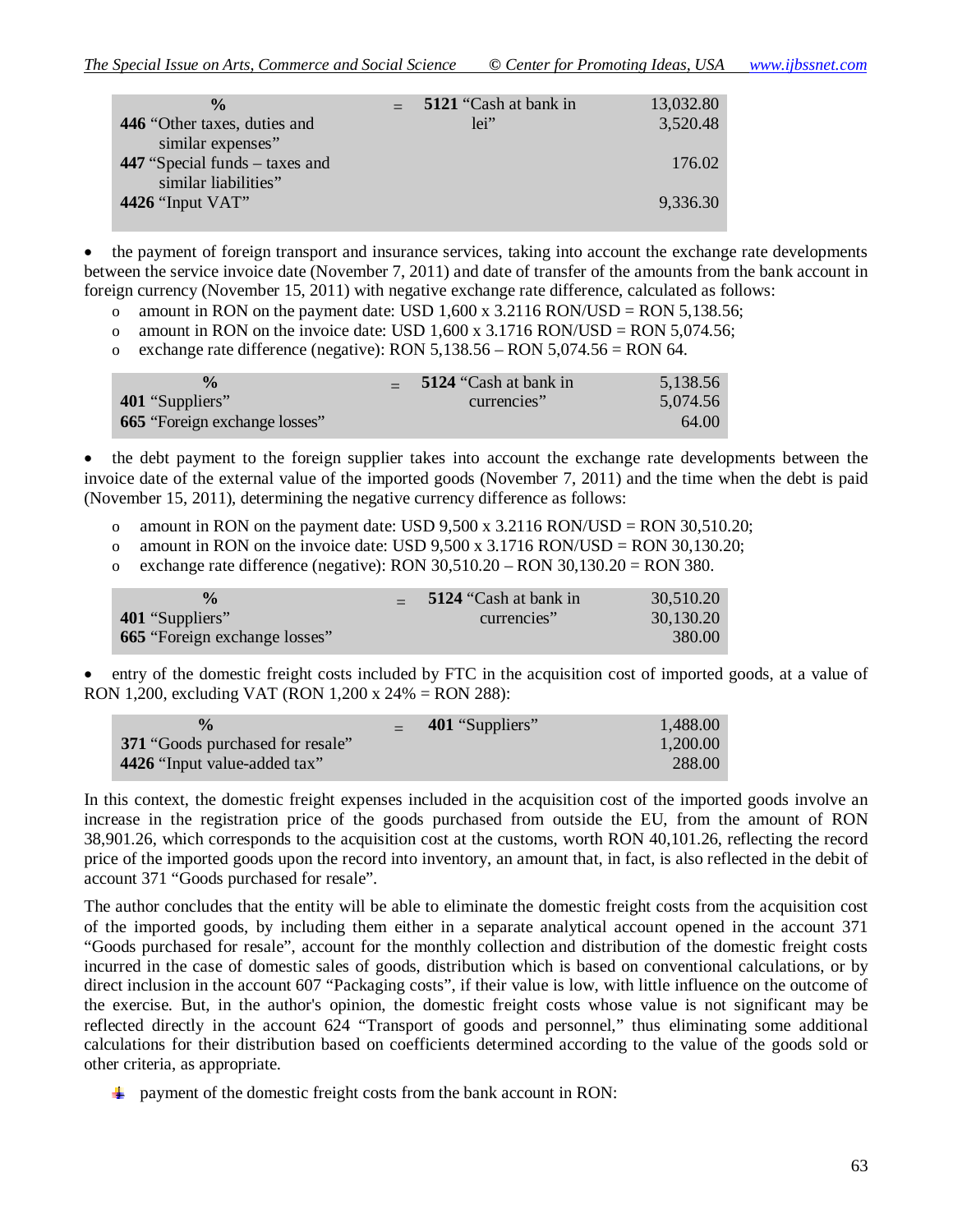| % | = | **5121** "Cash at bank in lei" | 13,032.80 |
|---|---|---|---|
| **446** "Other taxes, duties and similar expenses" | | | 3,520.48 |
| **447** "Special funds – taxes and similar liabilities" | | | 176.02 |
| **4426** "Input VAT" | | | 9,336.30 |

- the payment of foreign transport and insurance services, taking into account the exchange rate developments between the service invoice date (November 7, 2011) and date of transfer of the amounts from the bank account in foreign currency (November 15, 2011) with negative exchange rate difference, calculated as follows:
  - amount in RON on the payment date: USD 1,600 x 3.2116 RON/USD = RON 5,138.56;
  - amount in RON on the invoice date: USD 1,600 x 3.1716 RON/USD = RON 5,074.56;
  - exchange rate difference (negative): RON 5,138.56 – RON 5,074.56 = RON 64.

| % | = | **5124** "Cash at bank in currencies" | 5,138.56 |
|---|---|---|---|
| **401** "Suppliers" | | | 5,074.56 |
| **665** "Foreign exchange losses" | | | 64.00 |

- the debt payment to the foreign supplier takes into account the exchange rate developments between the invoice date of the external value of the imported goods (November 7, 2011) and the time when the debt is paid (November 15, 2011), determining the negative currency difference as follows:
  - amount in RON on the payment date: USD 9,500 x 3.2116 RON/USD = RON 30,510.20;
  - amount in RON on the invoice date: USD 9,500 x 3.1716 RON/USD = RON 30,130.20;
  - exchange rate difference (negative): RON 30,510.20 – RON 30,130.20 = RON 380.

| % | = | **5124** "Cash at bank in currencies" | 30,510.20 |
|---|---|---|---|
| **401** "Suppliers" | | | 30,130.20 |
| **665** "Foreign exchange losses" | | | 380.00 |

- entry of the domestic freight costs included by FTC in the acquisition cost of imported goods, at a value of RON 1,200, excluding VAT (RON 1,200 x 24% = RON 288):

| % | = | **401** "Suppliers" | 1,488.00 |
|---|---|---|---|
| **371** "Goods purchased for resale" | | | 1,200.00 |
| **4426** "Input value-added tax" | | | 288.00 |

In this context, the domestic freight expenses included in the acquisition cost of the imported goods involve an increase in the registration price of the goods purchased from outside the EU, from the amount of RON 38,901.26, which corresponds to the acquisition cost at the customs, worth RON 40,101.26, reflecting the record price of the imported goods upon the record into inventory, an amount that, in fact, is also reflected in the debit of account 371 "Goods purchased for resale".

The author concludes that the entity will be able to eliminate the domestic freight costs from the acquisition cost of the imported goods, by including them either in a separate analytical account opened in the account 371 "Goods purchased for resale", account for the monthly collection and distribution of the domestic freight costs incurred in the case of domestic sales of goods, distribution which is based on conventional calculations, or by direct inclusion in the account 607 "Packaging costs", if their value is low, with little influence on the outcome of the exercise. But, in the author's opinion, the domestic freight costs whose value is not significant may be reflected directly in the account 624 "Transport of goods and personnel," thus eliminating some additional calculations for their distribution based on coefficients determined according to the value of the goods sold or other criteria, as appropriate.

- payment of the domestic freight costs from the bank account in RON: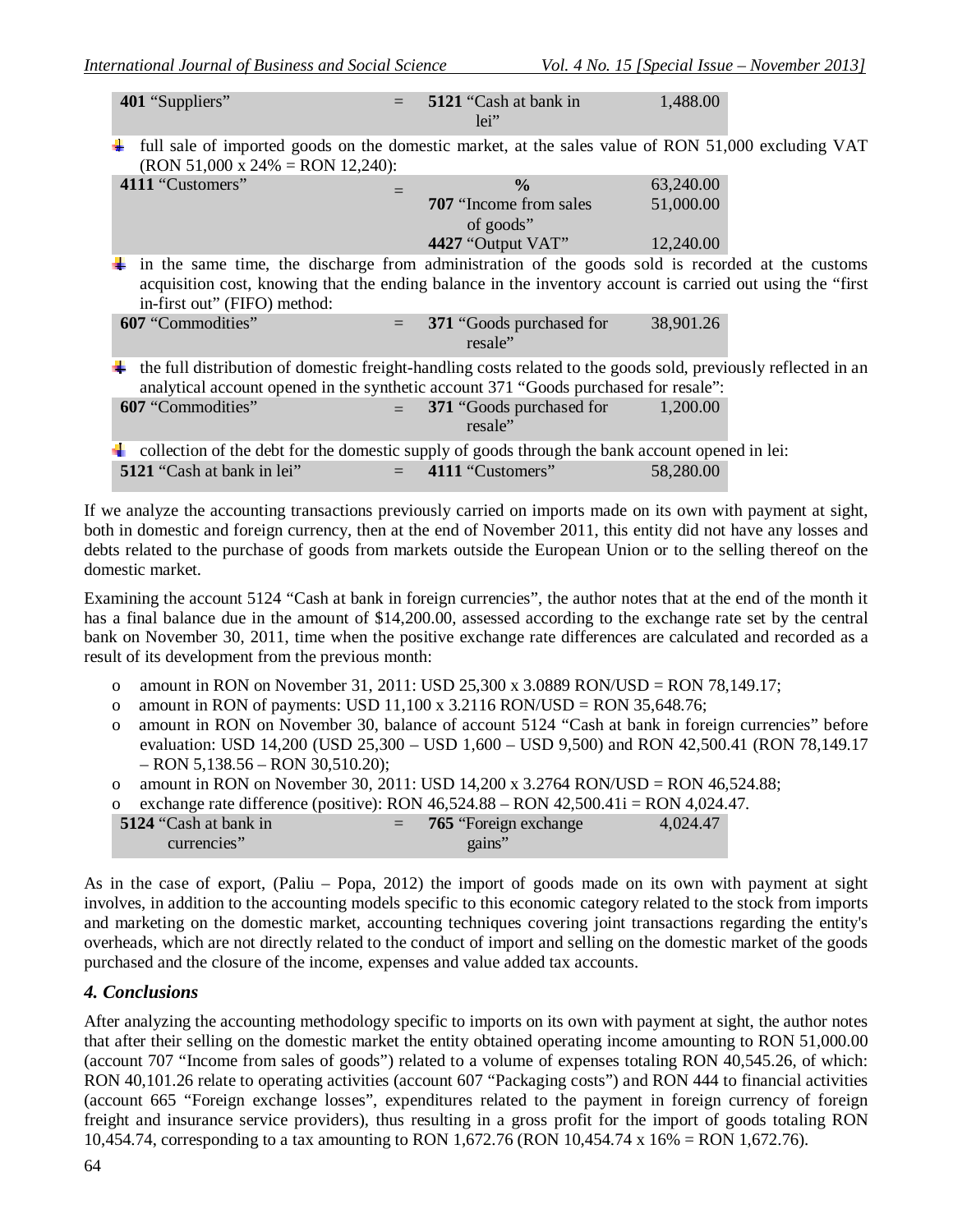| 401 "Suppliers" | = | 5121 "Cash at bank in lei" | 1,488.00 |
|---|---|---|---|

- full sale of imported goods on the domestic market, at the sales value of RON 51,000 excluding VAT (RON 51,000 x 24% = RON 12,240):

| 4111 "Customers" | = | % | 63,240.00 |
|---|---|---|---|
| | | 707 "Income from sales of goods" | 51,000.00 |
| | | 4427 "Output VAT" | 12,240.00 |

- in the same time, the discharge from administration of the goods sold is recorded at the customs acquisition cost, knowing that the ending balance in the inventory account is carried out using the "first in-first out" (FIFO) method:

| 607 "Commodities" | = | 371 "Goods purchased for resale" | 38,901.26 |
|---|---|---|---|

- the full distribution of domestic freight-handling costs related to the goods sold, previously reflected in an analytical account opened in the synthetic account 371 "Goods purchased for resale":

| 607 "Commodities" | = | 371 "Goods purchased for resale" | 1,200.00 |
|---|---|---|---|

- collection of the debt for the domestic supply of goods through the bank account opened in lei:

| 5121 "Cash at bank in lei" | = | 4111 "Customers" | 58,280.00 |
|---|---|---|---|

If we analyze the accounting transactions previously carried on imports made on its own with payment at sight, both in domestic and foreign currency, then at the end of November 2011, this entity did not have any losses and debts related to the purchase of goods from markets outside the European Union or to the selling thereof on the domestic market.

Examining the account 5124 "Cash at bank in foreign currencies", the author notes that at the end of the month it has a final balance due in the amount of $14,200.00, assessed according to the exchange rate set by the central bank on November 30, 2011, time when the positive exchange rate differences are calculated and recorded as a result of its development from the previous month:

- amount in RON on November 31, 2011: USD 25,300 x 3.0889 RON/USD = RON 78,149.17;
- amount in RON of payments: USD 11,100 x 3.2116 RON/USD = RON 35,648.76;
- amount in RON on November 30, balance of account 5124 "Cash at bank in foreign currencies" before evaluation: USD 14,200 (USD 25,300 – USD 1,600 – USD 9,500) and RON 42,500.41 (RON 78,149.17 – RON 5,138.56 – RON 30,510.20);
- amount in RON on November 30, 2011: USD 14,200 x 3.2764 RON/USD = RON 46,524.88;
- exchange rate difference (positive): RON 46,524.88 – RON 42,500.41i = RON 4,024.47.

| 5124 "Cash at bank in currencies" | = | 765 "Foreign exchange gains" | 4,024.47 |
|---|---|---|---|

As in the case of export, (Paliu – Popa, 2012) the import of goods made on its own with payment at sight involves, in addition to the accounting models specific to this economic category related to the stock from imports and marketing on the domestic market, accounting techniques covering joint transactions regarding the entity's overheads, which are not directly related to the conduct of import and selling on the domestic market of the goods purchased and the closure of the income, expenses and value added tax accounts.

## *4. Conclusions*

After analyzing the accounting methodology specific to imports on its own with payment at sight, the author notes that after their selling on the domestic market the entity obtained operating income amounting to RON 51,000.00 (account 707 "Income from sales of goods") related to a volume of expenses totaling RON 40,545.26, of which: RON 40,101.26 relate to operating activities (account 607 "Packaging costs") and RON 444 to financial activities (account 665 "Foreign exchange losses", expenditures related to the payment in foreign currency of foreign freight and insurance service providers), thus resulting in a gross profit for the import of goods totaling RON 10,454.74, corresponding to a tax amounting to RON 1,672.76 (RON 10,454.74 x 16% = RON 1,672.76).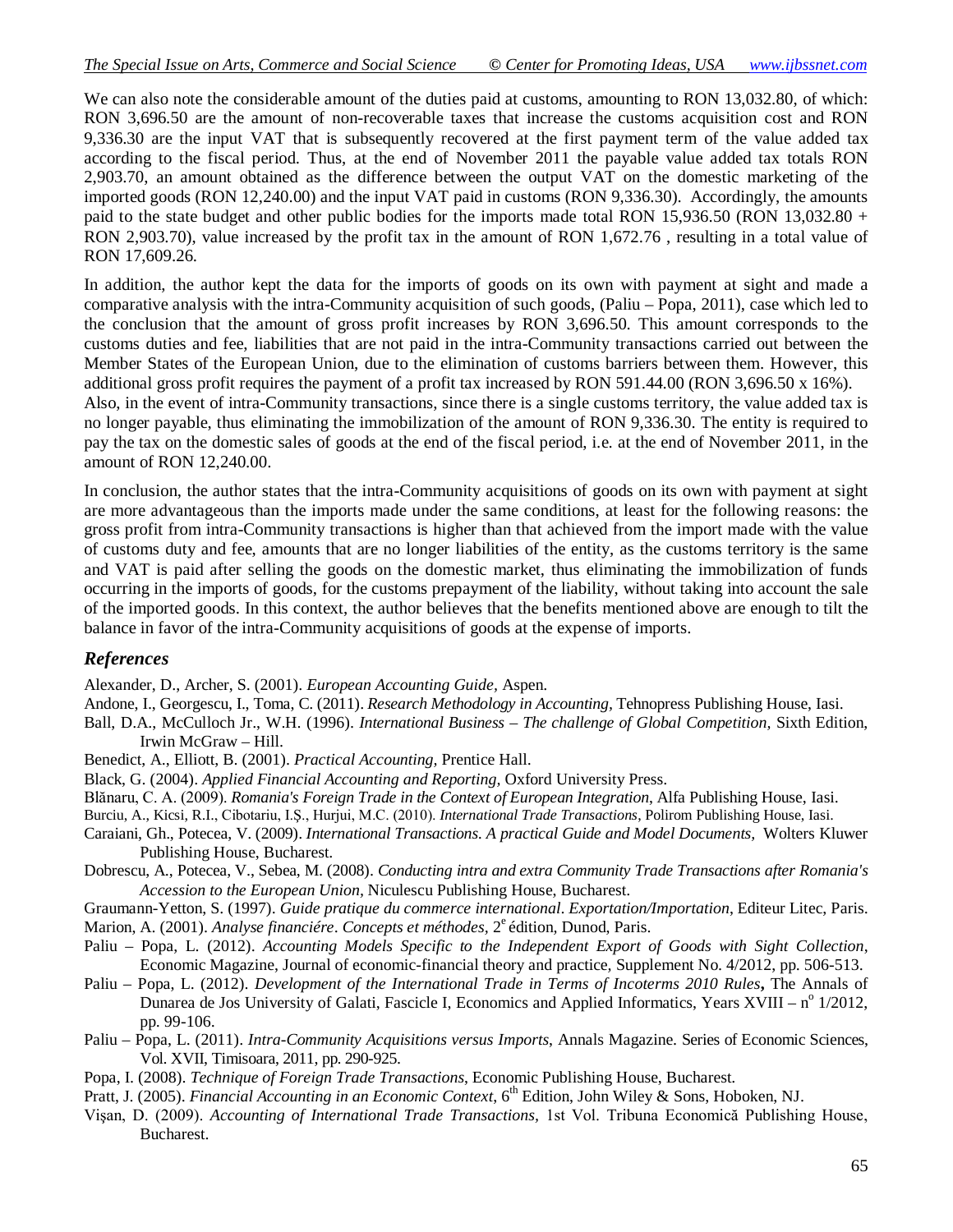We can also note the considerable amount of the duties paid at customs, amounting to RON 13,032.80, of which: RON 3,696.50 are the amount of non-recoverable taxes that increase the customs acquisition cost and RON 9,336.30 are the input VAT that is subsequently recovered at the first payment term of the value added tax according to the fiscal period. Thus, at the end of November 2011 the payable value added tax totals RON 2,903.70, an amount obtained as the difference between the output VAT on the domestic marketing of the imported goods (RON 12,240.00) and the input VAT paid in customs (RON 9,336.30). Accordingly, the amounts paid to the state budget and other public bodies for the imports made total RON 15,936.50 (RON 13,032.80 + RON 2,903.70), value increased by the profit tax in the amount of RON 1,672.76 , resulting in a total value of RON 17,609.26.

In addition, the author kept the data for the imports of goods on its own with payment at sight and made a comparative analysis with the intra-Community acquisition of such goods, (Paliu – Popa, 2011), case which led to the conclusion that the amount of gross profit increases by RON 3,696.50. This amount corresponds to the customs duties and fee, liabilities that are not paid in the intra-Community transactions carried out between the Member States of the European Union, due to the elimination of customs barriers between them. However, this additional gross profit requires the payment of a profit tax increased by RON 591.44.00 (RON 3,696.50 x 16%).
Also, in the event of intra-Community transactions, since there is a single customs territory, the value added tax is no longer payable, thus eliminating the immobilization of the amount of RON 9,336.30. The entity is required to pay the tax on the domestic sales of goods at the end of the fiscal period, i.e. at the end of November 2011, in the amount of RON 12,240.00.

In conclusion, the author states that the intra-Community acquisitions of goods on its own with payment at sight are more advantageous than the imports made under the same conditions, at least for the following reasons: the gross profit from intra-Community transactions is higher than that achieved from the import made with the value of customs duty and fee, amounts that are no longer liabilities of the entity, as the customs territory is the same and VAT is paid after selling the goods on the domestic market, thus eliminating the immobilization of funds occurring in the imports of goods, for the customs prepayment of the liability, without taking into account the sale of the imported goods. In this context, the author believes that the benefits mentioned above are enough to tilt the balance in favor of the intra-Community acquisitions of goods at the expense of imports.

## *References*

Alexander, D., Archer, S. (2001). *European Accounting Guide*, Aspen.

Andone, I., Georgescu, I., Toma, C. (2011). *Research Methodology in Accounting*, Tehnopress Publishing House, Iasi.

Ball, D.A., McCulloch Jr., W.H. (1996). *International Business – The challenge of Global Competition,* Sixth Edition, Irwin McGraw – Hill.

Benedict, A., Elliott, B. (2001). *Practical Accounting*, Prentice Hall.

Black, G. (2004). *Applied Financial Accounting and Reporting,* Oxford University Press.

Blănaru, C. A. (2009). *Romania's Foreign Trade in the Context of European Integration*, Alfa Publishing House, Iasi.

Burciu, A., Kicsi, R.I., Cibotariu, I.Ș., Hurjui, M.C. (2010). *International Trade Transactions*, Polirom Publishing House, Iasi.

Caraiani, Gh., Potecea, V. (2009). *International Transactions. A practical Guide and Model Documents,* Wolters Kluwer Publishing House, Bucharest.

Dobrescu, A., Potecea, V., Sebea, M. (2008). *Conducting intra and extra Community Trade Transactions after Romania's Accession to the European Union,* Niculescu Publishing House, Bucharest.

Graumann-Yetton, S. (1997). *Guide pratique du commerce international*. *Exportation/Importation*, Editeur Litec, Paris.

Marion, A. (2001). *Analyse financiére*. *Concepts et méthodes*, 2e édition, Dunod, Paris.

Paliu – Popa, L. (2012). *Accounting Models Specific to the Independent Export of Goods with Sight Collection*, Economic Magazine, Journal of economic-financial theory and practice, Supplement No. 4/2012, pp. 506-513.

Paliu – Popa, L. (2012). *Development of the International Trade in Terms of Incoterms 2010 Rules***,** The Annals of Dunarea de Jos University of Galati, Fascicle I, Economics and Applied Informatics, Years XVIII – nº 1/2012, pp. 99-106.

Paliu – Popa, L. (2011). *Intra-Community Acquisitions versus Imports*, Annals Magazine. Series of Economic Sciences, Vol. XVII, Timisoara, 2011, pp. 290-925.

Popa, I. (2008). *Technique of Foreign Trade Transactions*, Economic Publishing House, Bucharest.

Pratt, J. (2005). *Financial Accounting in an Economic Context*, 6th Edition, John Wiley & Sons, Hoboken, NJ.

Vișan, D. (2009). *Accounting of International Trade Transactions,* 1st Vol. Tribuna Economică Publishing House, Bucharest.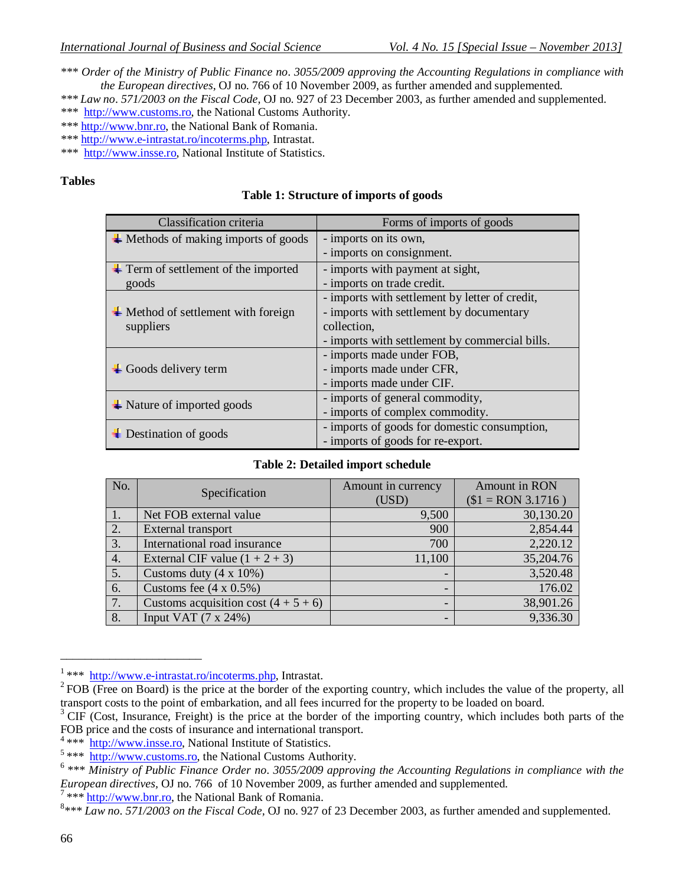*** *Order of the Ministry of Public Finance no. 3055/2009 approving the Accounting Regulations in compliance with the European directives*, OJ no. 766 of 10 November 2009, as further amended and supplemented.

*** *Law no. 571/2003 on the Fiscal Code*, OJ no. 927 of 23 December 2003, as further amended and supplemented.

*** http://www.customs.ro, the National Customs Authority.

*** http://www.bnr.ro, the National Bank of Romania.

*** http://www.e-intrastat.ro/incoterms.php, Intrastat.

*** http://www.insse.ro, National Institute of Statistics.

**Tables**

**Table 1: Structure of imports of goods**

| Classification criteria | Forms of imports of goods |
|---|---|
| Methods of making imports of goods | - imports on its own,<br>- imports on consignment. |
| Term of settlement of the imported goods | - imports with payment at sight,<br>- imports on trade credit. |
| Method of settlement with foreign suppliers | - imports with settlement by letter of credit,<br>- imports with settlement by documentary collection,<br>- imports with settlement by commercial bills. |
| Goods delivery term | - imports made under FOB,<br>- imports made under CFR,<br>- imports made under CIF. |
| Nature of imported goods | - imports of general commodity,<br>- imports of complex commodity. |
| Destination of goods | - imports of goods for domestic consumption,<br>- imports of goods for re-export. |

**Table 2: Detailed import schedule**

| No. | Specification | Amount in currency (USD) | Amount in RON ($1 = RON 3.1716 ) |
|---|---|---|---|
| 1. | Net FOB external value | 9,500 | 30,130.20 |
| 2. | External transport | 900 | 2,854.44 |
| 3. | International road insurance | 700 | 2,220.12 |
| 4. | External CIF value (1 + 2 + 3) | 11,100 | 35,204.76 |
| 5. | Customs duty (4 x 10%) | - | 3,520.48 |
| 6. | Customs fee (4 x 0.5%) | - | 176.02 |
| 7. | Customs acquisition cost (4 + 5 + 6) | - | 38,901.26 |
| 8. | Input VAT (7 x 24%) | - | 9,336.30 |

---

[1] *** http://www.e-intrastat.ro/incoterms.php, Intrastat.

[2] FOB (Free on Board) is the price at the border of the exporting country, which includes the value of the property, all transport costs to the point of embarkation, and all fees incurred for the property to be loaded on board.

[3] CIF (Cost, Insurance, Freight) is the price at the border of the importing country, which includes both parts of the FOB price and the costs of insurance and international transport.

[4] *** http://www.insse.ro, National Institute of Statistics.

[5] *** http://www.customs.ro, the National Customs Authority.

[6] *** *Ministry of Public Finance Order no. 3055/2009 approving the Accounting Regulations in compliance with the European directives*, OJ no. 766 of 10 November 2009, as further amended and supplemented.

[7] *** http://www.bnr.ro, the National Bank of Romania.

[8] *** *Law no. 571/2003 on the Fiscal Code*, OJ no. 927 of 23 December 2003, as further amended and supplemented.